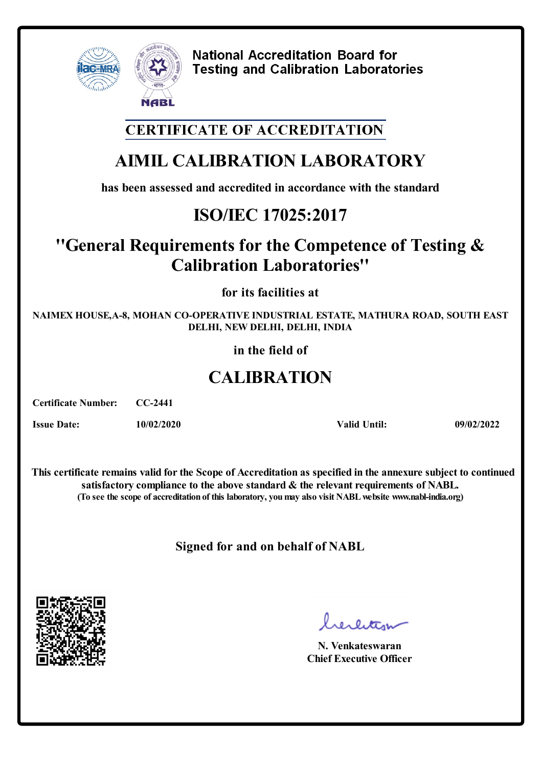National Accreditation Board for Testing and Calibration Laboratories

## CERTIFICATE OF ACCREDITATION

# AIMIL CALIBRATION LABORATORY

**has been assessed and accredited in accordance with the standard**

# ISO/IEC 17025:2017

## "General Requirements for the Competence of Testing & Calibration Laboratories"

**for its facilities at**

**NAIMEX HOUSE,A-8, MOHAN CO-OPERATIVE INDUSTRIAL ESTATE, MATHURA ROAD, SOUTH EAST DELHI, NEW DELHI, DELHI, INDIA**

**in the field of**

# CALIBRATION

**Certificate Number:** CC-2441

**Issue Date:** 10/02/2020 **Valid Until:** 09/02/2022

**This certificate remains valid for the Scope of Accreditation as specified in the annexure subject to continued satisfactory compliance to the above standard & the relevant requirements of NABL.**
**(To see the scope of accreditation of this laboratory, you may also visit NABL website www.nabl-india.org)**

**Signed for and on behalf of NABL**

**N. Venkateswaran**
**Chief Executive Officer**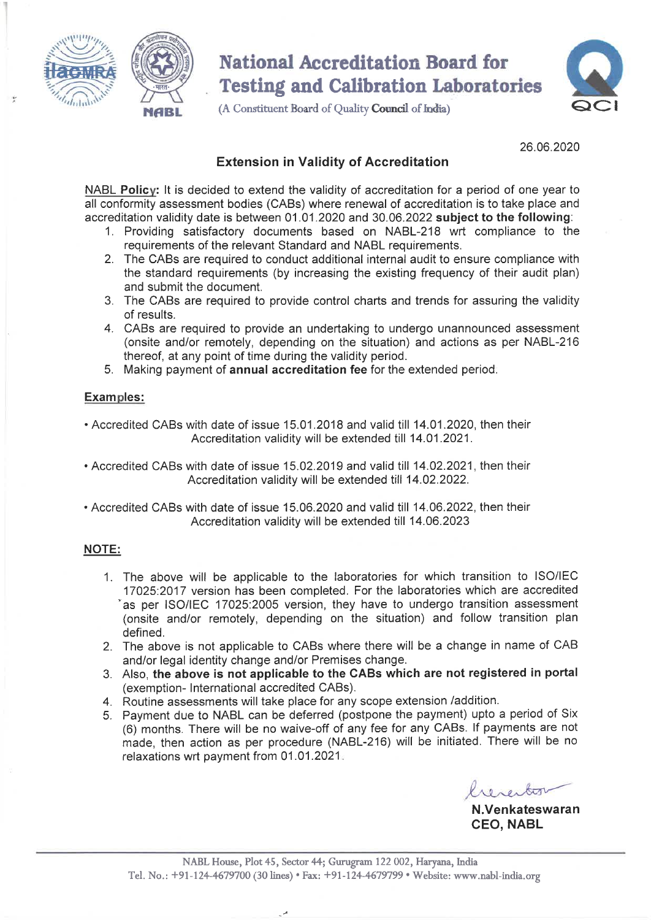# National Accreditation Board for Testing and Calibration Laboratories

(A Constituent Board of Quality Council of India)

26.06.2020

## Extension in Validity of Accreditation

NABL **Policy:** It is decided to extend the validity of accreditation for a period of one year to all conformity assessment bodies (CABs) where renewal of accreditation is to take place and accreditation validity date is between 01.01.2020 and 30.06.2022 **subject to the following**:

1. Providing satisfactory documents based on NABL-218 wrt compliance to the requirements of the relevant Standard and NABL requirements.
2. The CABs are required to conduct additional internal audit to ensure compliance with the standard requirements (by increasing the existing frequency of their audit plan) and submit the document.
3. The CABs are required to provide control charts and trends for assuring the validity of results.
4. CABs are required to provide an undertaking to undergo unannounced assessment (onsite and/or remotely, depending on the situation) and actions as per NABL-216 thereof, at any point of time during the validity period.
5. Making payment of **annual accreditation fee** for the extended period.

**Examples:**

- Accredited CABs with date of issue 15.01.2018 and valid till 14.01.2020, then their Accreditation validity will be extended till 14.01.2021.
- Accredited CABs with date of issue 15.02.2019 and valid till 14.02.2021, then their Accreditation validity will be extended till 14.02.2022.
- Accredited CABs with date of issue 15.06.2020 and valid till 14.06.2022, then their Accreditation validity will be extended till 14.06.2023

**NOTE:**

1. The above will be applicable to the laboratories for which transition to ISO/IEC 17025:2017 version has been completed. For the laboratories which are accredited as per ISO/IEC 17025:2005 version, they have to undergo transition assessment (onsite and/or remotely, depending on the situation) and follow transition plan defined.
2. The above is not applicable to CABs where there will be a change in name of CAB and/or legal identity change and/or Premises change.
3. Also, **the above is not applicable to the CABs which are not registered in portal** (exemption- International accredited CABs).
4. Routine assessments will take place for any scope extension /addition.
5. Payment due to NABL can be deferred (postpone the payment) upto a period of Six (6) months. There will be no waive-off of any fee for any CABs. If payments are not made, then action as per procedure (NABL-216) will be initiated. There will be no relaxations wrt payment from 01.01.2021.

**N.Venkateswaran**
**CEO, NABL**

NABL House, Plot 45, Sector 44, Gurugram 122 002, Haryana, India
Tel. No.: +91-124-4679700 (30 lines) • Fax: +91-124-4679799 • Website: www.nabl-india.org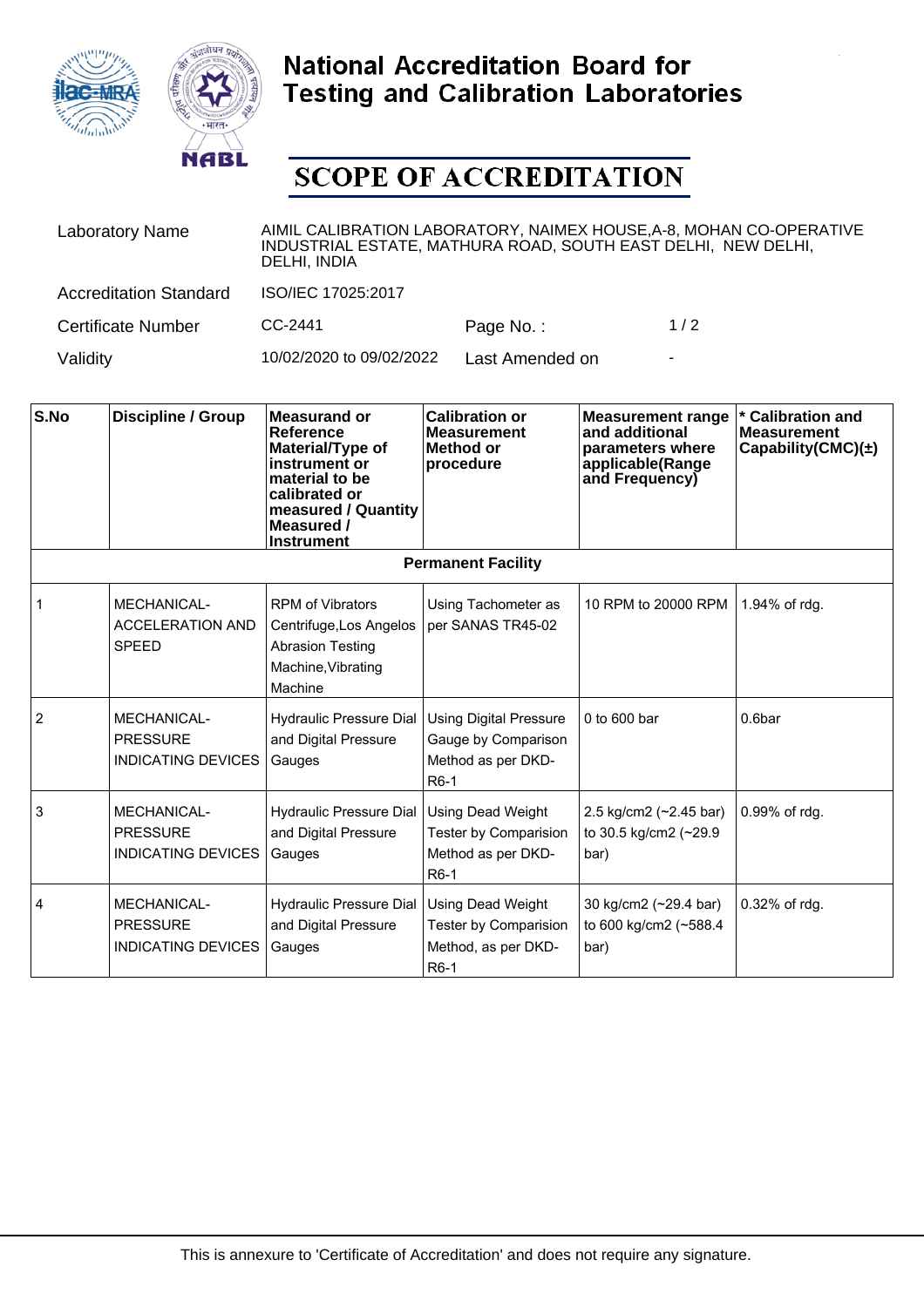# National Accreditation Board for Testing and Calibration Laboratories

## SCOPE OF ACCREDITATION

| | | | |
|---|---|---|---|
| Laboratory Name | AIMIL CALIBRATION LABORATORY, NAIMEX HOUSE,A-8, MOHAN CO-OPERATIVE INDUSTRIAL ESTATE, MATHURA ROAD, SOUTH EAST DELHI, NEW DELHI, DELHI, INDIA | | |
| Accreditation Standard | ISO/IEC 17025:2017 | | |
| Certificate Number | CC-2441 | Page No. : | 1 / 2 |
| Validity | 10/02/2020 to 09/02/2022 | Last Amended on | - |

| S.No | Discipline / Group | Measurand or Reference Material/Type of instrument or material to be calibrated or measured / Quantity Measured / Instrument | Calibration or Measurement Method or procedure | Measurement range and additional parameters where applicable(Range and Frequency) | * Calibration and Measurement Capability(CMC)(±) |
|---|---|---|---|---|---|
| | | | **Permanent Facility** | | |
| 1 | MECHANICAL- ACCELERATION AND SPEED | RPM of Vibrators Centrifuge,Los Angelos Abrasion Testing Machine,Vibrating Machine | Using Tachometer as per SANAS TR45-02 | 10 RPM to 20000 RPM | 1.94% of rdg. |
| 2 | MECHANICAL- PRESSURE INDICATING DEVICES | Hydraulic Pressure Dial and Digital Pressure Gauges | Using Digital Pressure Gauge by Comparison Method as per DKD-R6-1 | 0 to 600 bar | 0.6bar |
| 3 | MECHANICAL- PRESSURE INDICATING DEVICES | Hydraulic Pressure Dial and Digital Pressure Gauges | Using Dead Weight Tester by Comparision Method as per DKD-R6-1 | 2.5 kg/cm2 (~2.45 bar) to 30.5 kg/cm2 (~29.9 bar) | 0.99% of rdg. |
| 4 | MECHANICAL- PRESSURE INDICATING DEVICES | Hydraulic Pressure Dial and Digital Pressure Gauges | Using Dead Weight Tester by Comparision Method, as per DKD-R6-1 | 30 kg/cm2 (~29.4 bar) to 600 kg/cm2 (~588.4 bar) | 0.32% of rdg. |

This is annexure to 'Certificate of Accreditation' and does not require any signature.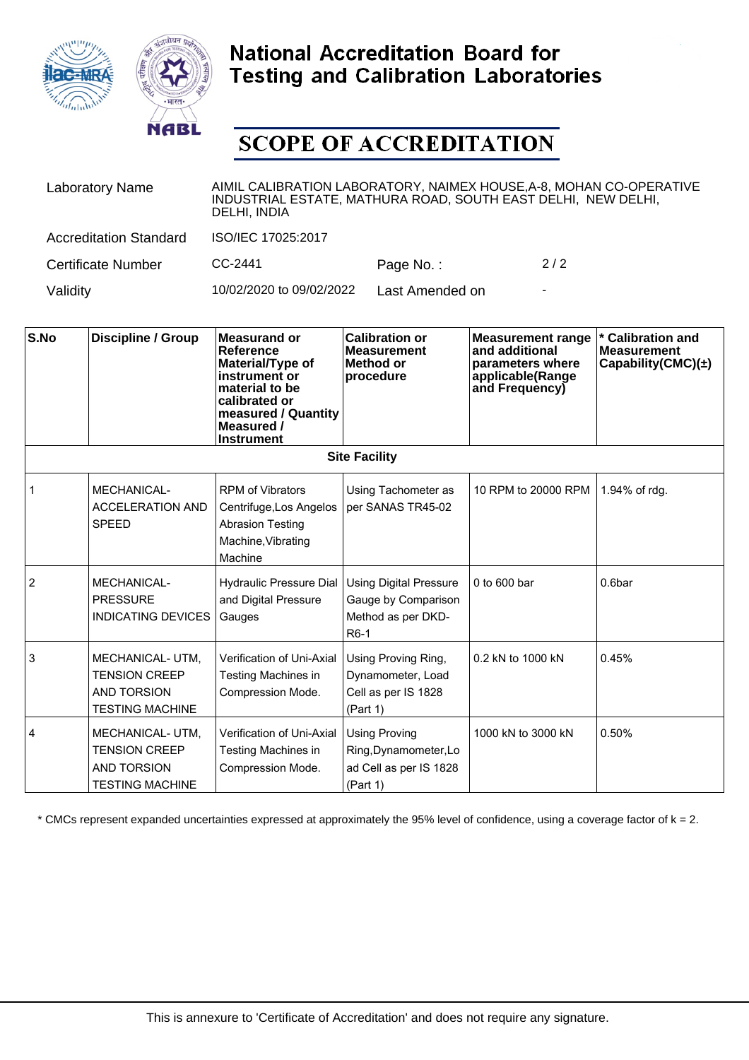# National Accreditation Board for Testing and Calibration Laboratories

## SCOPE OF ACCREDITATION

| | | | |
|---|---|---|---|
| Laboratory Name | AIMIL CALIBRATION LABORATORY, NAIMEX HOUSE,A-8, MOHAN CO-OPERATIVE INDUSTRIAL ESTATE, MATHURA ROAD, SOUTH EAST DELHI, NEW DELHI, DELHI, INDIA | | |
| Accreditation Standard | ISO/IEC 17025:2017 | | |
| Certificate Number | CC-2441 | Page No. : | 2 / 2 |
| Validity | 10/02/2020 to 09/02/2022 | Last Amended on | - |

| S.No | Discipline / Group | Measurand or Reference Material/Type of instrument or material to be calibrated or measured / Quantity Measured / Instrument | Calibration or Measurement Method or procedure | Measurement range and additional parameters where applicable(Range and Frequency) | * Calibration and Measurement Capability(CMC)(±) |
|---|---|---|---|---|---|
| **Site Facility** | | | | | |
| 1 | MECHANICAL- ACCELERATION AND SPEED | RPM of Vibrators Centrifuge,Los Angelos Abrasion Testing Machine,Vibrating Machine | Using Tachometer as per SANAS TR45-02 | 10 RPM to 20000 RPM | 1.94% of rdg. |
| 2 | MECHANICAL- PRESSURE INDICATING DEVICES | Hydraulic Pressure Dial and Digital Pressure Gauges | Using Digital Pressure Gauge by Comparison Method as per DKD-R6-1 | 0 to 600 bar | 0.6bar |
| 3 | MECHANICAL- UTM, TENSION CREEP AND TORSION TESTING MACHINE | Verification of Uni-Axial Testing Machines in Compression Mode. | Using Proving Ring, Dynamometer, Load Cell as per IS 1828 (Part 1) | 0.2 kN to 1000 kN | 0.45% |
| 4 | MECHANICAL- UTM, TENSION CREEP AND TORSION TESTING MACHINE | Verification of Uni-Axial Testing Machines in Compression Mode. | Using Proving Ring,Dynamometer,Load Cell as per IS 1828 (Part 1) | 1000 kN to 3000 kN | 0.50% |

* CMCs represent expanded uncertainties expressed at approximately the 95% level of confidence, using a coverage factor of k = 2.

This is annexure to 'Certificate of Accreditation' and does not require any signature.